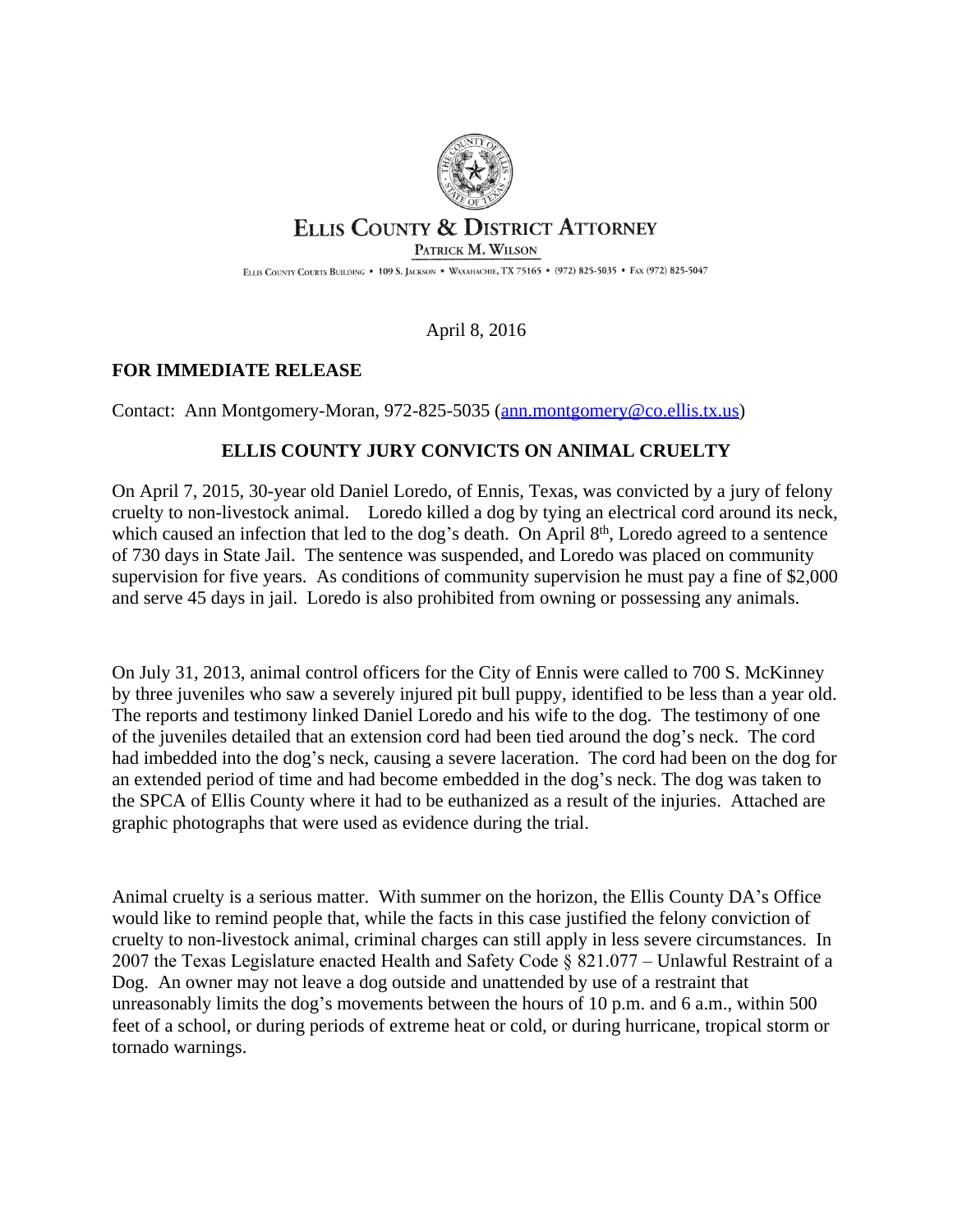# ELLIS COUNTY & DISTRICT ATTORNEY

PATRICK M. WILSON

ELLIS COUNTY COURTS BUILDING • 109 S. JACKSON • WAXAHACHIE, TX 75165 • (972) 825-5035 • FAX (972) 825-5047

April 8, 2016

**FOR IMMEDIATE RELEASE**

Contact: Ann Montgomery-Moran, 972-825-5035 (ann.montgomery@co.ellis.tx.us)

## ELLIS COUNTY JURY CONVICTS ON ANIMAL CRUELTY

On April 7, 2015, 30-year old Daniel Loredo, of Ennis, Texas, was convicted by a jury of felony cruelty to non-livestock animal. Loredo killed a dog by tying an electrical cord around its neck, which caused an infection that led to the dog's death. On April 8th, Loredo agreed to a sentence of 730 days in State Jail. The sentence was suspended, and Loredo was placed on community supervision for five years. As conditions of community supervision he must pay a fine of $2,000 and serve 45 days in jail. Loredo is also prohibited from owning or possessing any animals.

On July 31, 2013, animal control officers for the City of Ennis were called to 700 S. McKinney by three juveniles who saw a severely injured pit bull puppy, identified to be less than a year old. The reports and testimony linked Daniel Loredo and his wife to the dog. The testimony of one of the juveniles detailed that an extension cord had been tied around the dog's neck. The cord had imbedded into the dog's neck, causing a severe laceration. The cord had been on the dog for an extended period of time and had become embedded in the dog's neck. The dog was taken to the SPCA of Ellis County where it had to be euthanized as a result of the injuries. Attached are graphic photographs that were used as evidence during the trial.

Animal cruelty is a serious matter. With summer on the horizon, the Ellis County DA's Office would like to remind people that, while the facts in this case justified the felony conviction of cruelty to non-livestock animal, criminal charges can still apply in less severe circumstances. In 2007 the Texas Legislature enacted Health and Safety Code § 821.077 – Unlawful Restraint of a Dog. An owner may not leave a dog outside and unattended by use of a restraint that unreasonably limits the dog's movements between the hours of 10 p.m. and 6 a.m., within 500 feet of a school, or during periods of extreme heat or cold, or during hurricane, tropical storm or tornado warnings.